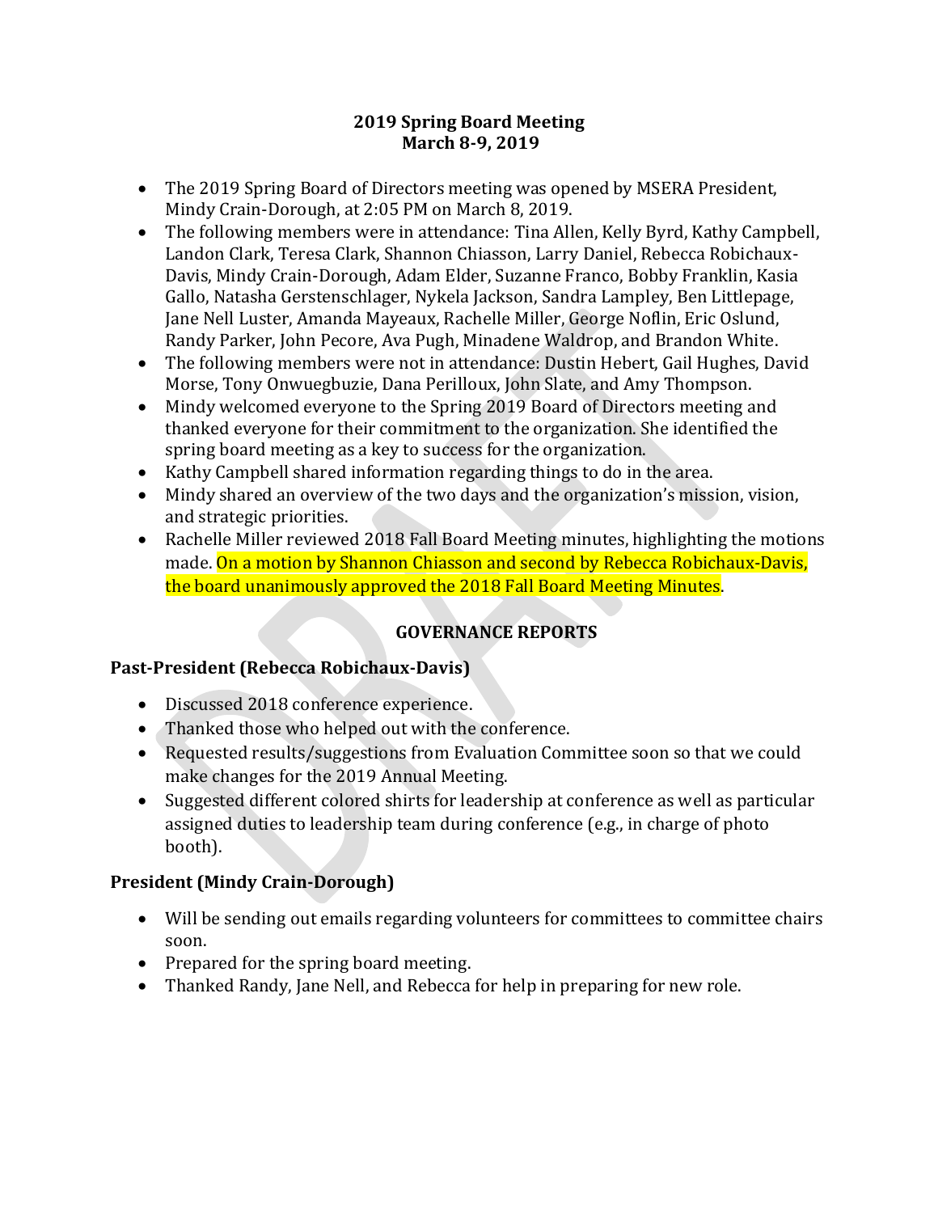# 2019 Spring Board Meeting
## March 8-9, 2019

- The 2019 Spring Board of Directors meeting was opened by MSERA President, Mindy Crain-Dorough, at 2:05 PM on March 8, 2019.
- The following members were in attendance: Tina Allen, Kelly Byrd, Kathy Campbell, Landon Clark, Teresa Clark, Shannon Chiasson, Larry Daniel, Rebecca Robichaux-Davis, Mindy Crain-Dorough, Adam Elder, Suzanne Franco, Bobby Franklin, Kasia Gallo, Natasha Gerstenschlager, Nykela Jackson, Sandra Lampley, Ben Littlepage, Jane Nell Luster, Amanda Mayeaux, Rachelle Miller, George Noflin, Eric Oslund, Randy Parker, John Pecore, Ava Pugh, Minadene Waldrop, and Brandon White.
- The following members were not in attendance: Dustin Hebert, Gail Hughes, David Morse, Tony Onwuegbuzie, Dana Perilloux, John Slate, and Amy Thompson.
- Mindy welcomed everyone to the Spring 2019 Board of Directors meeting and thanked everyone for their commitment to the organization. She identified the spring board meeting as a key to success for the organization.
- Kathy Campbell shared information regarding things to do in the area.
- Mindy shared an overview of the two days and the organization's mission, vision, and strategic priorities.
- Rachelle Miller reviewed 2018 Fall Board Meeting minutes, highlighting the motions made. On a motion by Shannon Chiasson and second by Rebecca Robichaux-Davis, the board unanimously approved the 2018 Fall Board Meeting Minutes.

## GOVERNANCE REPORTS

### Past-President (Rebecca Robichaux-Davis)

- Discussed 2018 conference experience.
- Thanked those who helped out with the conference.
- Requested results/suggestions from Evaluation Committee soon so that we could make changes for the 2019 Annual Meeting.
- Suggested different colored shirts for leadership at conference as well as particular assigned duties to leadership team during conference (e.g., in charge of photo booth).

### President (Mindy Crain-Dorough)

- Will be sending out emails regarding volunteers for committees to committee chairs soon.
- Prepared for the spring board meeting.
- Thanked Randy, Jane Nell, and Rebecca for help in preparing for new role.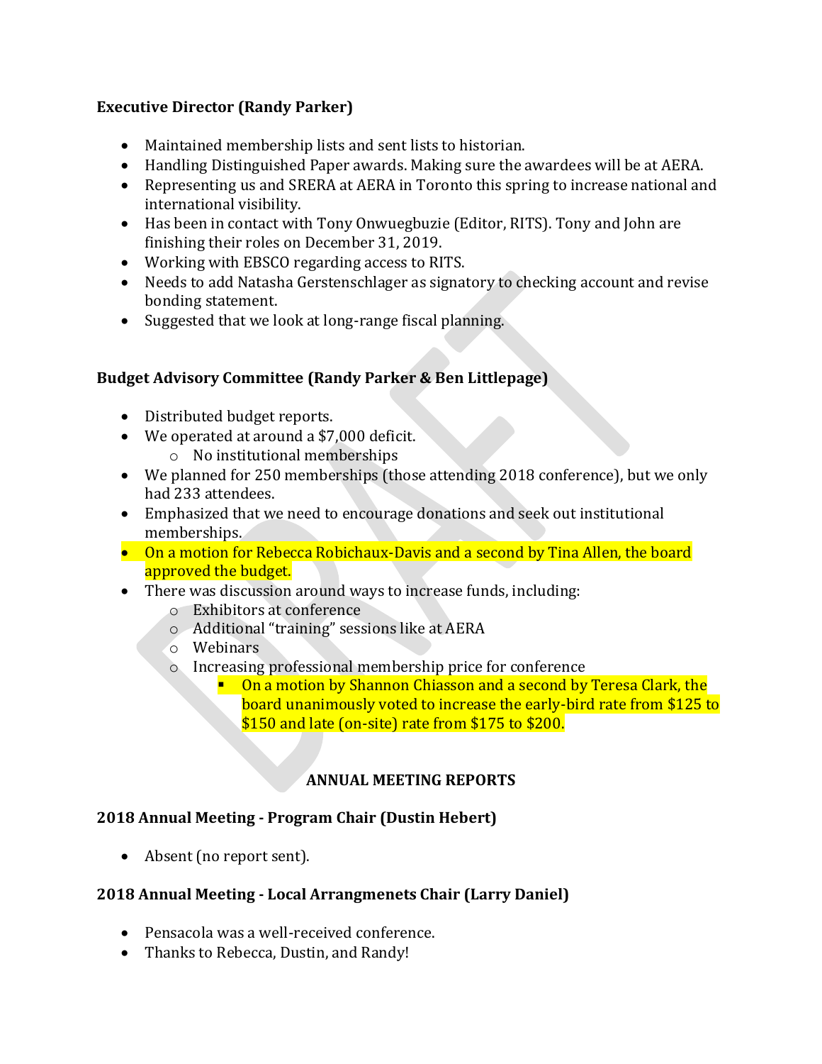### Executive Director (Randy Parker)

- Maintained membership lists and sent lists to historian.
- Handling Distinguished Paper awards. Making sure the awardees will be at AERA.
- Representing us and SRERA at AERA in Toronto this spring to increase national and international visibility.
- Has been in contact with Tony Onwuegbuzie (Editor, RITS). Tony and John are finishing their roles on December 31, 2019.
- Working with EBSCO regarding access to RITS.
- Needs to add Natasha Gerstenschlager as signatory to checking account and revise bonding statement.
- Suggested that we look at long-range fiscal planning.

### Budget Advisory Committee (Randy Parker & Ben Littlepage)

- Distributed budget reports.
- We operated at around a $7,000 deficit.
  - No institutional memberships
- We planned for 250 memberships (those attending 2018 conference), but we only had 233 attendees.
- Emphasized that we need to encourage donations and seek out institutional memberships.
- On a motion for Rebecca Robichaux-Davis and a second by Tina Allen, the board approved the budget.
- There was discussion around ways to increase funds, including:
  - Exhibitors at conference
  - Additional "training" sessions like at AERA
  - Webinars
  - Increasing professional membership price for conference
    - On a motion by Shannon Chiasson and a second by Teresa Clark, the board unanimously voted to increase the early-bird rate from $125 to $150 and late (on-site) rate from $175 to $200.

## ANNUAL MEETING REPORTS

### 2018 Annual Meeting - Program Chair (Dustin Hebert)

- Absent (no report sent).

### 2018 Annual Meeting - Local Arrangmenets Chair (Larry Daniel)

- Pensacola was a well-received conference.
- Thanks to Rebecca, Dustin, and Randy!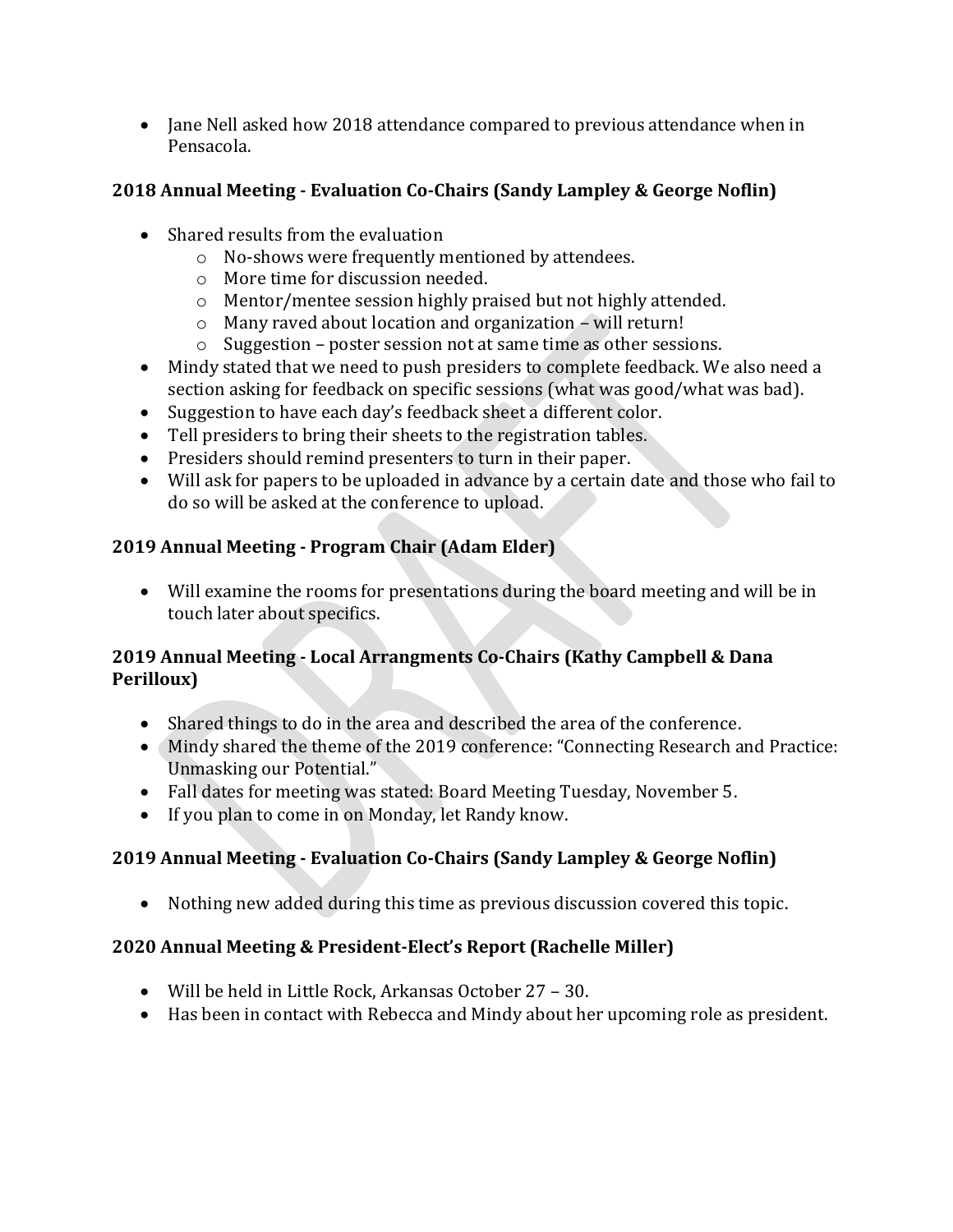- Jane Nell asked how 2018 attendance compared to previous attendance when in Pensacola.

**2018 Annual Meeting - Evaluation Co-Chairs (Sandy Lampley & George Noflin)**

- Shared results from the evaluation
  - No-shows were frequently mentioned by attendees.
  - More time for discussion needed.
  - Mentor/mentee session highly praised but not highly attended.
  - Many raved about location and organization – will return!
  - Suggestion – poster session not at same time as other sessions.
- Mindy stated that we need to push presiders to complete feedback. We also need a section asking for feedback on specific sessions (what was good/what was bad).
- Suggestion to have each day's feedback sheet a different color.
- Tell presiders to bring their sheets to the registration tables.
- Presiders should remind presenters to turn in their paper.
- Will ask for papers to be uploaded in advance by a certain date and those who fail to do so will be asked at the conference to upload.

**2019 Annual Meeting - Program Chair (Adam Elder)**

- Will examine the rooms for presentations during the board meeting and will be in touch later about specifics.

**2019 Annual Meeting - Local Arrangments Co-Chairs (Kathy Campbell & Dana Perilloux)**

- Shared things to do in the area and described the area of the conference.
- Mindy shared the theme of the 2019 conference: "Connecting Research and Practice: Unmasking our Potential."
- Fall dates for meeting was stated: Board Meeting Tuesday, November 5.
- If you plan to come in on Monday, let Randy know.

**2019 Annual Meeting - Evaluation Co-Chairs (Sandy Lampley & George Noflin)**

- Nothing new added during this time as previous discussion covered this topic.

**2020 Annual Meeting & President-Elect's Report (Rachelle Miller)**

- Will be held in Little Rock, Arkansas October 27 – 30.
- Has been in contact with Rebecca and Mindy about her upcoming role as president.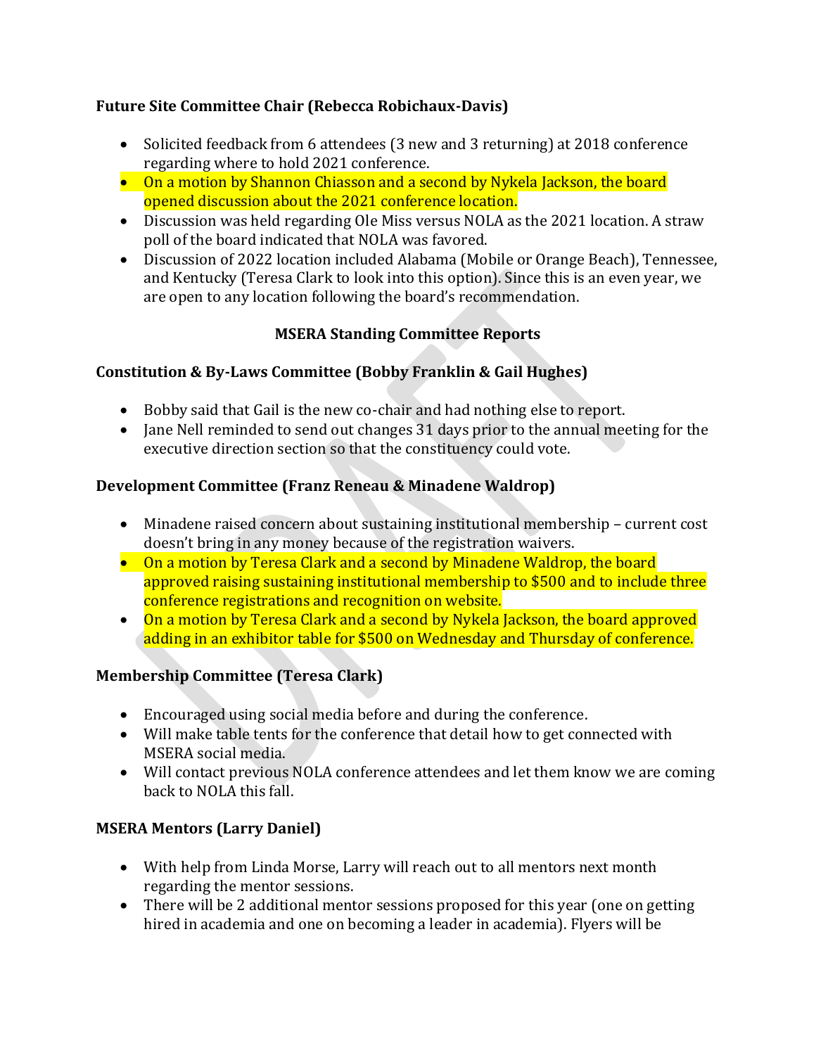**Future Site Committee Chair (Rebecca Robichaux-Davis)**

- Solicited feedback from 6 attendees (3 new and 3 returning) at 2018 conference regarding where to hold 2021 conference.
- On a motion by Shannon Chiasson and a second by Nykela Jackson, the board opened discussion about the 2021 conference location.
- Discussion was held regarding Ole Miss versus NOLA as the 2021 location. A straw poll of the board indicated that NOLA was favored.
- Discussion of 2022 location included Alabama (Mobile or Orange Beach), Tennessee, and Kentucky (Teresa Clark to look into this option). Since this is an even year, we are open to any location following the board's recommendation.

**MSERA Standing Committee Reports**

**Constitution & By-Laws Committee (Bobby Franklin & Gail Hughes)**

- Bobby said that Gail is the new co-chair and had nothing else to report.
- Jane Nell reminded to send out changes 31 days prior to the annual meeting for the executive direction section so that the constituency could vote.

**Development Committee (Franz Reneau & Minadene Waldrop)**

- Minadene raised concern about sustaining institutional membership – current cost doesn't bring in any money because of the registration waivers.
- On a motion by Teresa Clark and a second by Minadene Waldrop, the board approved raising sustaining institutional membership to $500 and to include three conference registrations and recognition on website.
- On a motion by Teresa Clark and a second by Nykela Jackson, the board approved adding in an exhibitor table for $500 on Wednesday and Thursday of conference.

**Membership Committee (Teresa Clark)**

- Encouraged using social media before and during the conference.
- Will make table tents for the conference that detail how to get connected with MSERA social media.
- Will contact previous NOLA conference attendees and let them know we are coming back to NOLA this fall.

**MSERA Mentors (Larry Daniel)**

- With help from Linda Morse, Larry will reach out to all mentors next month regarding the mentor sessions.
- There will be 2 additional mentor sessions proposed for this year (one on getting hired in academia and one on becoming a leader in academia). Flyers will be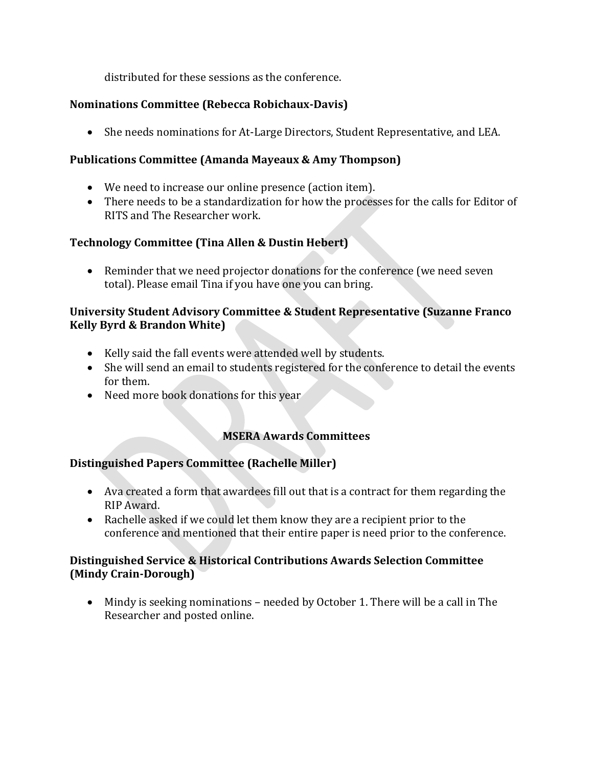distributed for these sessions as the conference.

**Nominations Committee (Rebecca Robichaux-Davis)**

- She needs nominations for At-Large Directors, Student Representative, and LEA.

**Publications Committee (Amanda Mayeaux & Amy Thompson)**

- We need to increase our online presence (action item).
- There needs to be a standardization for how the processes for the calls for Editor of RITS and The Researcher work.

**Technology Committee (Tina Allen & Dustin Hebert)**

- Reminder that we need projector donations for the conference (we need seven total). Please email Tina if you have one you can bring.

**University Student Advisory Committee & Student Representative (Suzanne Franco Kelly Byrd & Brandon White)**

- Kelly said the fall events were attended well by students.
- She will send an email to students registered for the conference to detail the events for them.
- Need more book donations for this year

**MSERA Awards Committees**

**Distinguished Papers Committee (Rachelle Miller)**

- Ava created a form that awardees fill out that is a contract for them regarding the RIP Award.
- Rachelle asked if we could let them know they are a recipient prior to the conference and mentioned that their entire paper is need prior to the conference.

**Distinguished Service & Historical Contributions Awards Selection Committee (Mindy Crain-Dorough)**

- Mindy is seeking nominations – needed by October 1. There will be a call in The Researcher and posted online.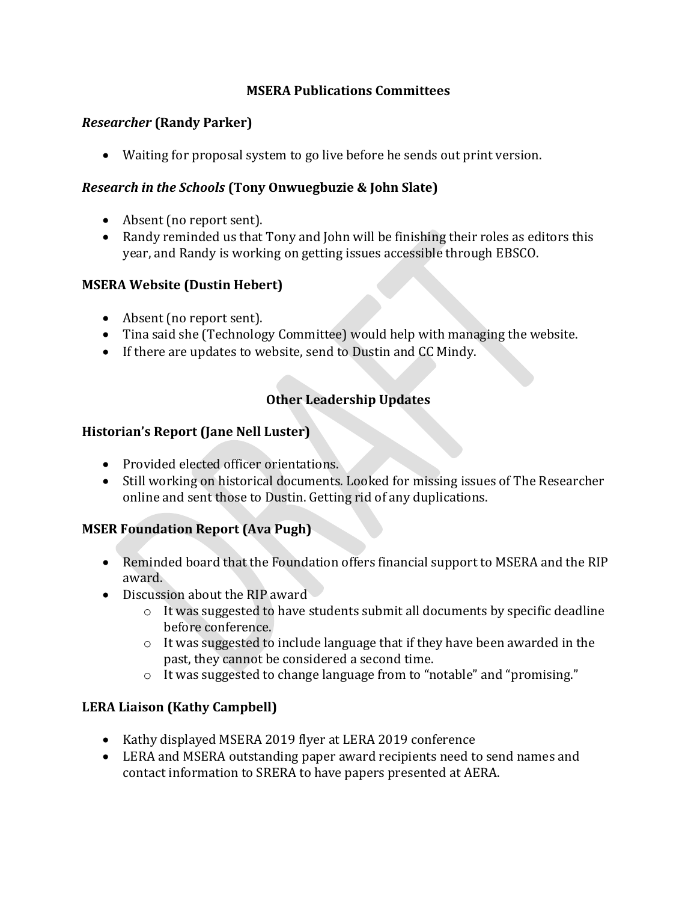## MSERA Publications Committees

### *Researcher* (Randy Parker)

- Waiting for proposal system to go live before he sends out print version.

### *Research in the Schools* (Tony Onwuegbuzie & John Slate)

- Absent (no report sent).
- Randy reminded us that Tony and John will be finishing their roles as editors this year, and Randy is working on getting issues accessible through EBSCO.

### MSERA Website (Dustin Hebert)

- Absent (no report sent).
- Tina said she (Technology Committee) would help with managing the website.
- If there are updates to website, send to Dustin and CC Mindy.

## Other Leadership Updates

### Historian's Report (Jane Nell Luster)

- Provided elected officer orientations.
- Still working on historical documents. Looked for missing issues of The Researcher online and sent those to Dustin. Getting rid of any duplications.

### MSER Foundation Report (Ava Pugh)

- Reminded board that the Foundation offers financial support to MSERA and the RIP award.
- Discussion about the RIP award
  - It was suggested to have students submit all documents by specific deadline before conference.
  - It was suggested to include language that if they have been awarded in the past, they cannot be considered a second time.
  - It was suggested to change language from to "notable" and "promising."

### LERA Liaison (Kathy Campbell)

- Kathy displayed MSERA 2019 flyer at LERA 2019 conference
- LERA and MSERA outstanding paper award recipients need to send names and contact information to SRERA to have papers presented at AERA.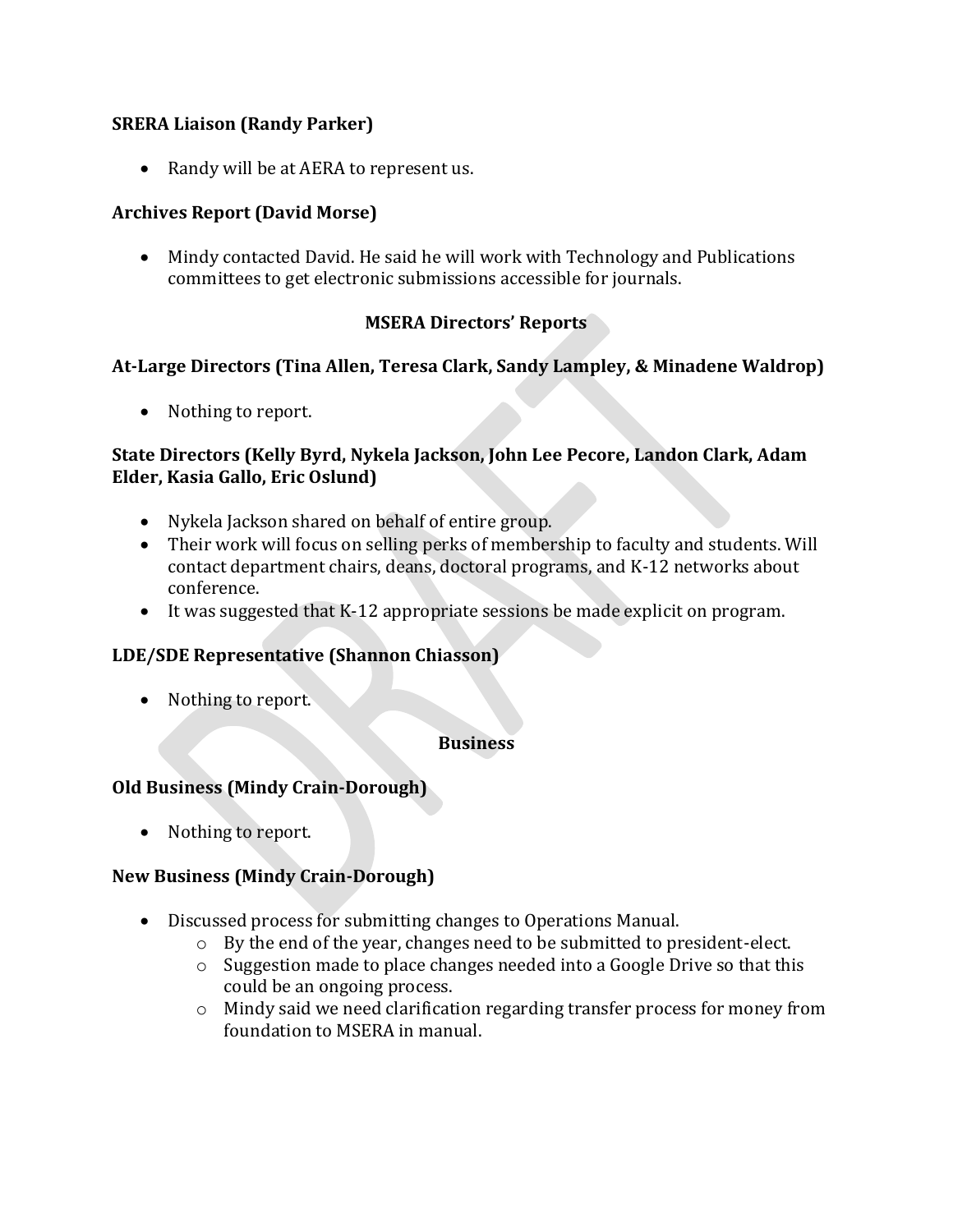**SRERA Liaison (Randy Parker)**

- Randy will be at AERA to represent us.

**Archives Report (David Morse)**

- Mindy contacted David. He said he will work with Technology and Publications committees to get electronic submissions accessible for journals.

## MSERA Directors' Reports

**At-Large Directors (Tina Allen, Teresa Clark, Sandy Lampley, & Minadene Waldrop)**

- Nothing to report.

**State Directors (Kelly Byrd, Nykela Jackson, John Lee Pecore, Landon Clark, Adam Elder, Kasia Gallo, Eric Oslund)**

- Nykela Jackson shared on behalf of entire group.
- Their work will focus on selling perks of membership to faculty and students. Will contact department chairs, deans, doctoral programs, and K-12 networks about conference.
- It was suggested that K-12 appropriate sessions be made explicit on program.

**LDE/SDE Representative (Shannon Chiasson)**

- Nothing to report.

## Business

**Old Business (Mindy Crain-Dorough)**

- Nothing to report.

**New Business (Mindy Crain-Dorough)**

- Discussed process for submitting changes to Operations Manual.
  - By the end of the year, changes need to be submitted to president-elect.
  - Suggestion made to place changes needed into a Google Drive so that this could be an ongoing process.
  - Mindy said we need clarification regarding transfer process for money from foundation to MSERA in manual.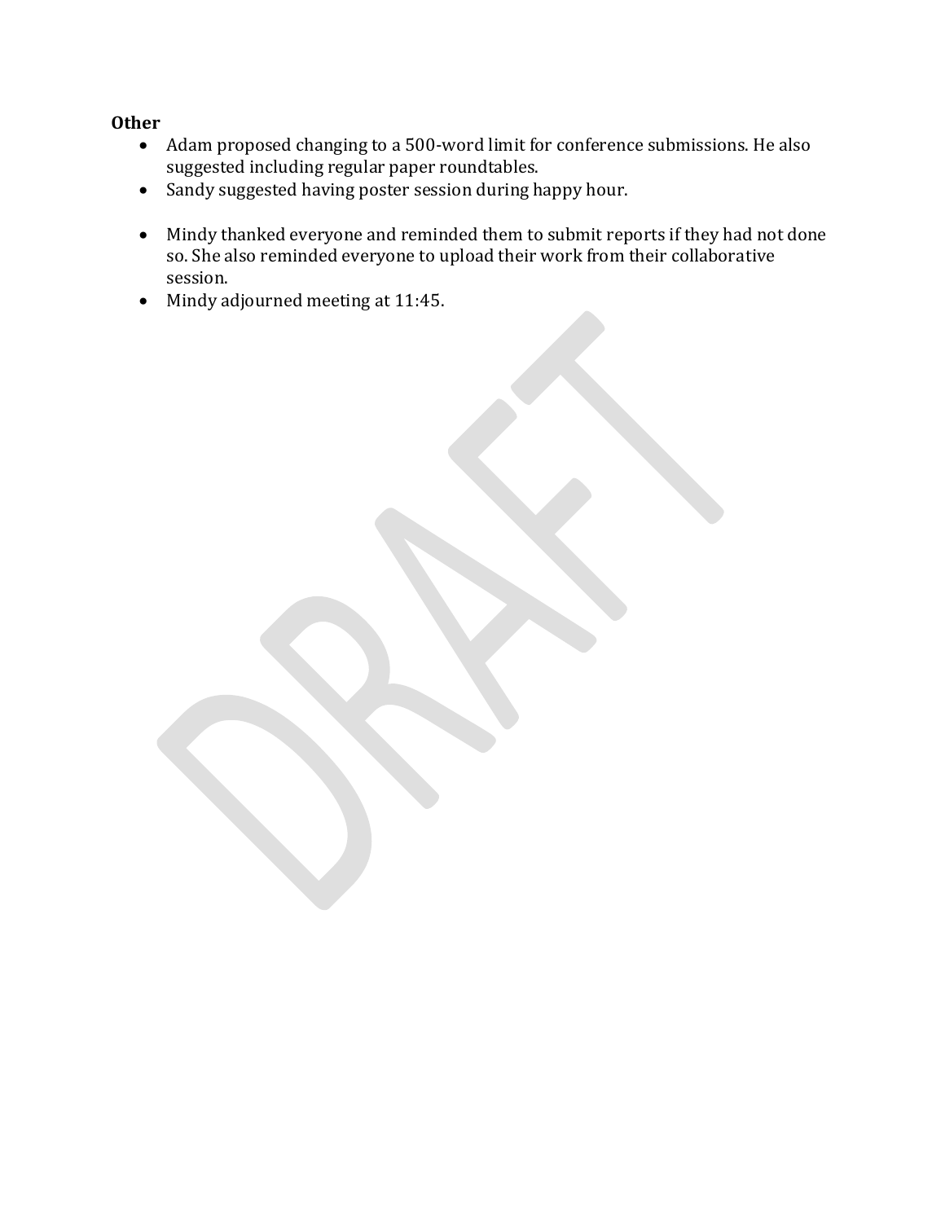**Other**

- Adam proposed changing to a 500-word limit for conference submissions. He also suggested including regular paper roundtables.
- Sandy suggested having poster session during happy hour.

- Mindy thanked everyone and reminded them to submit reports if they had not done so. She also reminded everyone to upload their work from their collaborative session.
- Mindy adjourned meeting at 11:45.